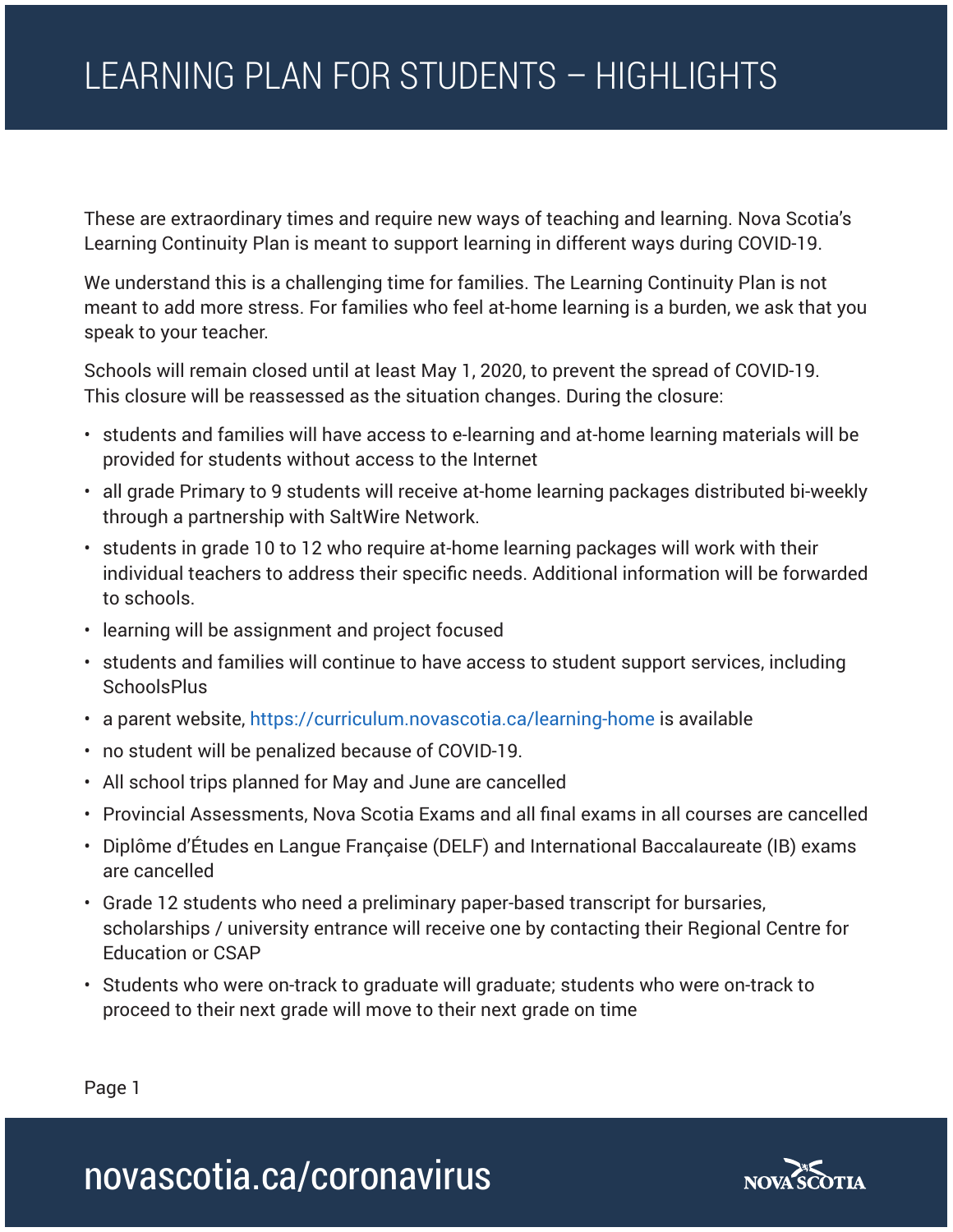# LEARNING PLAN FOR STUDENTS – HIGHLIGHTS

These are extraordinary times and require new ways of teaching and learning. Nova Scotia's Learning Continuity Plan is meant to support learning in different ways during COVID-19.

We understand this is a challenging time for families. The Learning Continuity Plan is not meant to add more stress. For families who feel at-home learning is a burden, we ask that you speak to your teacher.

Schools will remain closed until at least May 1, 2020, to prevent the spread of COVID-19. This closure will be reassessed as the situation changes. During the closure:

- students and families will have access to e-learning and at-home learning materials will be provided for students without access to the Internet
- all grade Primary to 9 students will receive at-home learning packages distributed bi-weekly through a partnership with SaltWire Network.
- students in grade 10 to 12 who require at-home learning packages will work with their individual teachers to address their specific needs. Additional information will be forwarded to schools.
- learning will be assignment and project focused
- students and families will continue to have access to student support services, including SchoolsPlus
- a parent website, https://curriculum.novascotia.ca/learning-home is available
- no student will be penalized because of COVID-19.
- All school trips planned for May and June are cancelled
- Provincial Assessments, Nova Scotia Exams and all final exams in all courses are cancelled
- Diplôme d'Études en Langue Française (DELF) and International Baccalaureate (IB) exams are cancelled
- Grade 12 students who need a preliminary paper-based transcript for bursaries, scholarships / university entrance will receive one by contacting their Regional Centre for Education or CSAP
- Students who were on-track to graduate will graduate; students who were on-track to proceed to their next grade will move to their next grade on time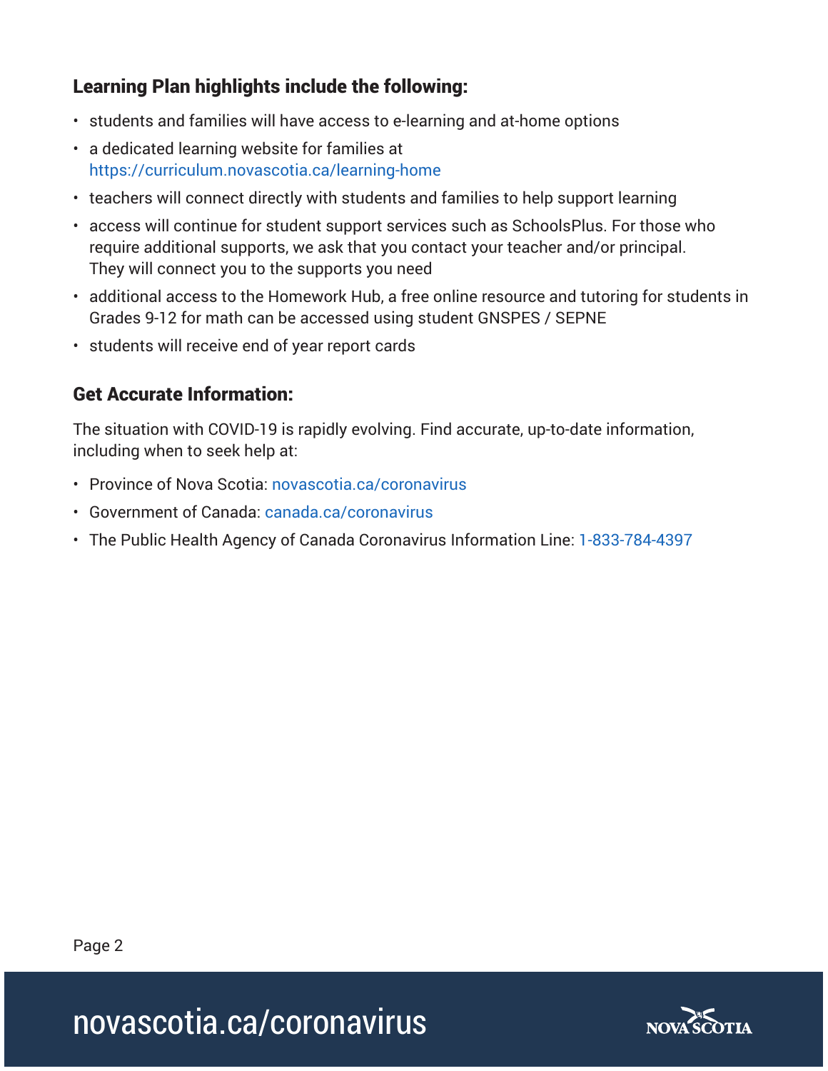### Learning Plan highlights include the following:

- students and families will have access to e-learning and at-home options
- a dedicated learning website for families at https://curriculum.novascotia.ca/learning-home
- teachers will connect directly with students and families to help support learning
- access will continue for student support services such as SchoolsPlus. For those who require additional supports, we ask that you contact your teacher and/or principal. They will connect you to the supports you need
- additional access to the Homework Hub, a free online resource and tutoring for students in Grades 9-12 for math can be accessed using student GNSPES / SEPNE
- students will receive end of year report cards

### Get Accurate Information:

The situation with COVID-19 is rapidly evolving. Find accurate, up-to-date information, including when to seek help at:

- Province of Nova Scotia: novascotia.ca/coronavirus
- Government of Canada: canada.ca/coronavirus
- The Public Health Agency of Canada Coronavirus Information Line: 1-833-784-4397

novascotia.ca/coronavirus

NOVA SCOTIA